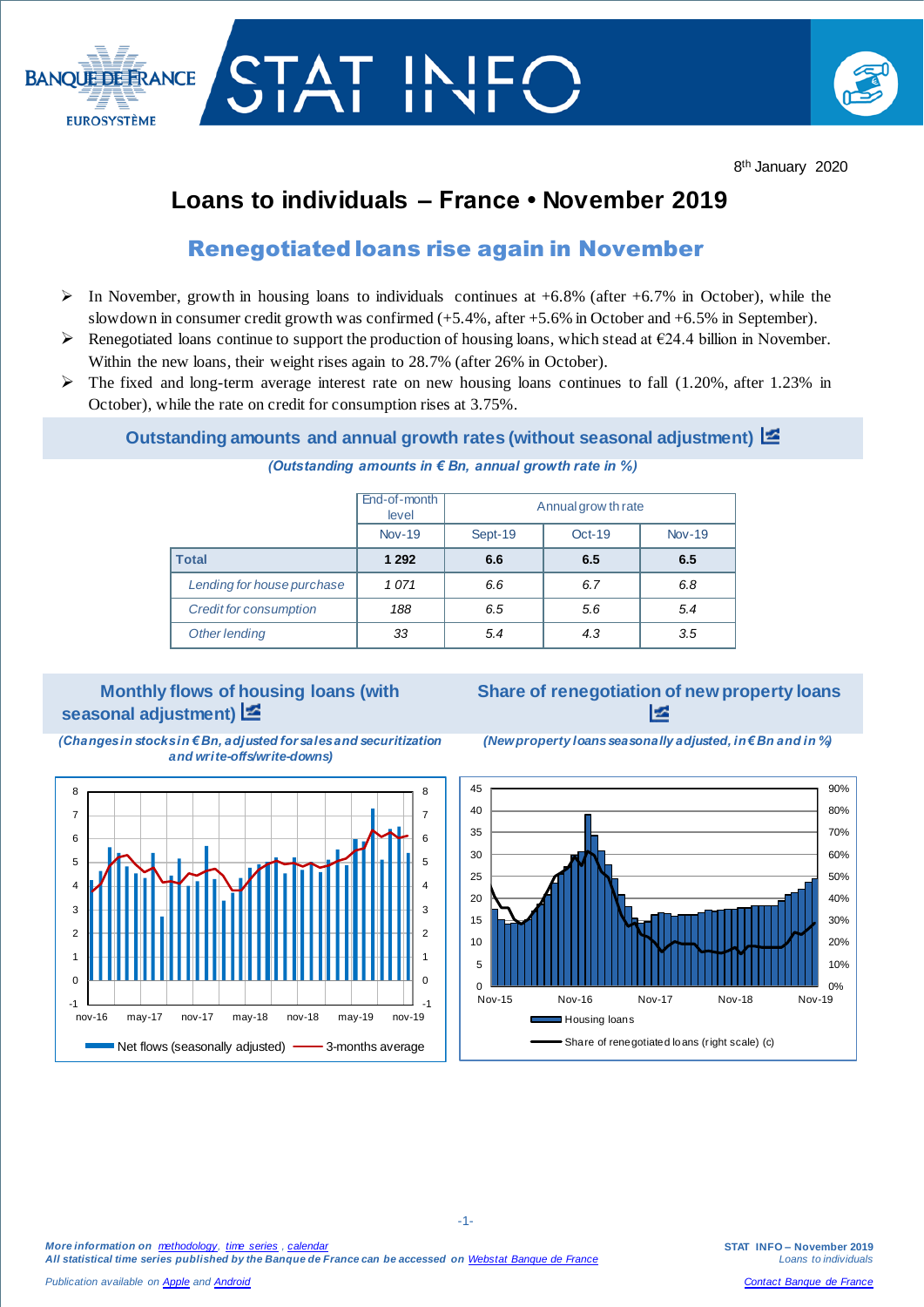8th January 2020

# Loans to individuals – France • November 2019

## Renegotiated loans rise again in November

- In November, growth in housing loans to individuals continues at +6.8% (after +6.7% in October), while the slowdown in consumer credit growth was confirmed (+5.4%, after +5.6% in October and +6.5% in September).
- Renegotiated loans continue to support the production of housing loans, which stead at €24.4 billion in November. Within the new loans, their weight rises again to 28.7% (after 26% in October).
- The fixed and long-term average interest rate on new housing loans continues to fall (1.20%, after 1.23% in October), while the rate on credit for consumption rises at 3.75%.

### Outstanding amounts and annual growth rates (without seasonal adjustment)

*(Outstanding amounts in € Bn, annual growth rate in %)*

| | End-of-month level | Annual growth rate | | |
|---|---|---|---|---|
| | Nov-19 | Sept-19 | Oct-19 | Nov-19 |
| **Total** | **1 292** | **6.6** | **6.5** | **6.5** |
| *Lending for house purchase* | *1 071* | *6.6* | *6.7* | *6.8* |
| *Credit for consumption* | *188* | *6.5* | *5.6* | *5.4* |
| *Other lending* | *33* | *5.4* | *4.3* | *3.5* |

### Monthly flows of housing loans (with seasonal adjustment)

*(Changes in stocks in € Bn, adjusted for sales and securitization and write-offs/write-downs)*

Net flows (seasonally adjusted) — 3-months average

### Share of renegotiation of new property loans

*(New property loans seasonally adjusted, in € Bn and in %)*

Housing loans — Share of renegotiated loans (right scale) (c)

*More information on methodology, time series, calendar*
*All statistical time series published by the Banque de France can be accessed on Webstat Banque de France*

*Publication available on Apple and Android*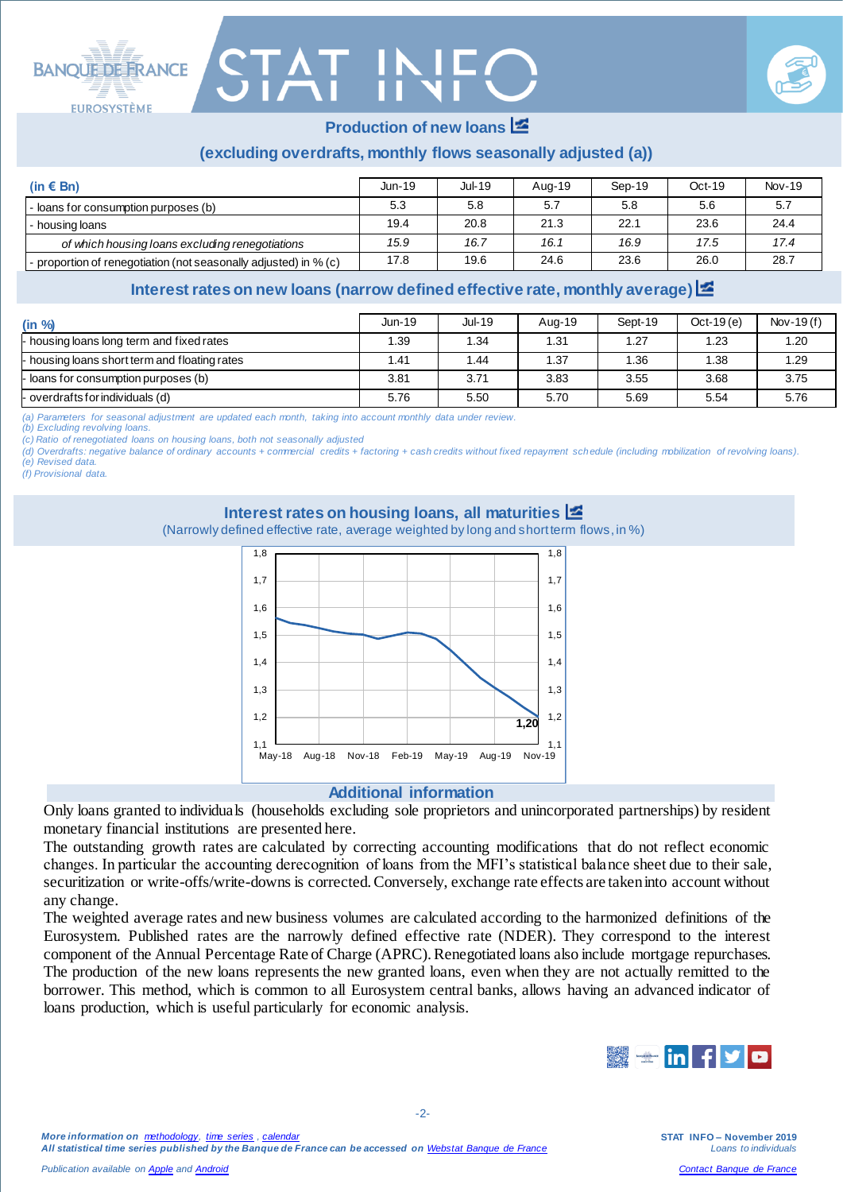## Production of new loans

### (excluding overdrafts, monthly flows seasonally adjusted (a))

| (in € Bn) | Jun-19 | Jul-19 | Aug-19 | Sep-19 | Oct-19 | Nov-19 |
|---|---|---|---|---|---|---|
| - loans for consumption purposes (b) | 5.3 | 5.8 | 5.7 | 5.8 | 5.6 | 5.7 |
| - housing loans | 19.4 | 20.8 | 21.3 | 22.1 | 23.6 | 24.4 |
| *of which housing loans excluding renegotiations* | *15.9* | *16.7* | *16.1* | *16.9* | *17.5* | *17.4* |
| - proportion of renegotiation (not seasonally adjusted) in % (c) | 17.8 | 19.6 | 24.6 | 23.6 | 26.0 | 28.7 |

## Interest rates on new loans (narrow defined effective rate, monthly average)

| (in %) | Jun-19 | Jul-19 | Aug-19 | Sept-19 | Oct-19 (e) | Nov-19 (f) |
|---|---|---|---|---|---|---|
| - housing loans long term and fixed rates | 1.39 | 1.34 | 1.31 | 1.27 | 1.23 | 1.20 |
| - housing loans short term and floating rates | 1.41 | 1.44 | 1.37 | 1.36 | 1.38 | 1.29 |
| - loans for consumption purposes (b) | 3.81 | 3.71 | 3.83 | 3.55 | 3.68 | 3.75 |
| - overdrafts for individuals (d) | 5.76 | 5.50 | 5.70 | 5.69 | 5.54 | 5.76 |

*(a) Parameters for seasonal adjustment are updated each month, taking into account monthly data under review.*
*(b) Excluding revolving loans.*
*(c) Ratio of renegotiated loans on housing loans, both not seasonally adjusted*
*(d) Overdrafts: negative balance of ordinary accounts + commercial credits + factoring + cash credits without fixed repayment schedule (including mobilization of revolving loans).*
*(e) Revised data.*
*(f) Provisional data.*

## Interest rates on housing loans, all maturities

(Narrowly defined effective rate, average weighted by long and short term flows, in %)

1,8
1,7
1,6
1,5
1,4
1,3
1,2
1,1
1,20
May-18 Aug-18 Nov-18 Feb-19 May-19 Aug-19 Nov-19

## Additional information

Only loans granted to individuals (households excluding sole proprietors and unincorporated partnerships) by resident monetary financial institutions are presented here.

The outstanding growth rates are calculated by correcting accounting modifications that do not reflect economic changes. In particular the accounting derecognition of loans from the MFI's statistical balance sheet due to their sale, securitization or write-offs/write-downs is corrected. Conversely, exchange rate effects are taken into account without any change.

The weighted average rates and new business volumes are calculated according to the harmonized definitions of the Eurosystem. Published rates are the narrowly defined effective rate (NDER). They correspond to the interest component of the Annual Percentage Rate of Charge (APRC). Renegotiated loans also include mortgage repurchases. The production of the new loans represents the new granted loans, even when they are not actually remitted to the borrower. This method, which is common to all Eurosystem central banks, allows having an advanced indicator of loans production, which is useful particularly for economic analysis.

*More information on methodology, time series, calendar*
*All statistical time series published by the Banque de France can be accessed on Webstat Banque de France*

*Publication available on Apple and Android*

**STAT INFO – November 2019**
*Loans to individuals*

Contact Banque de France